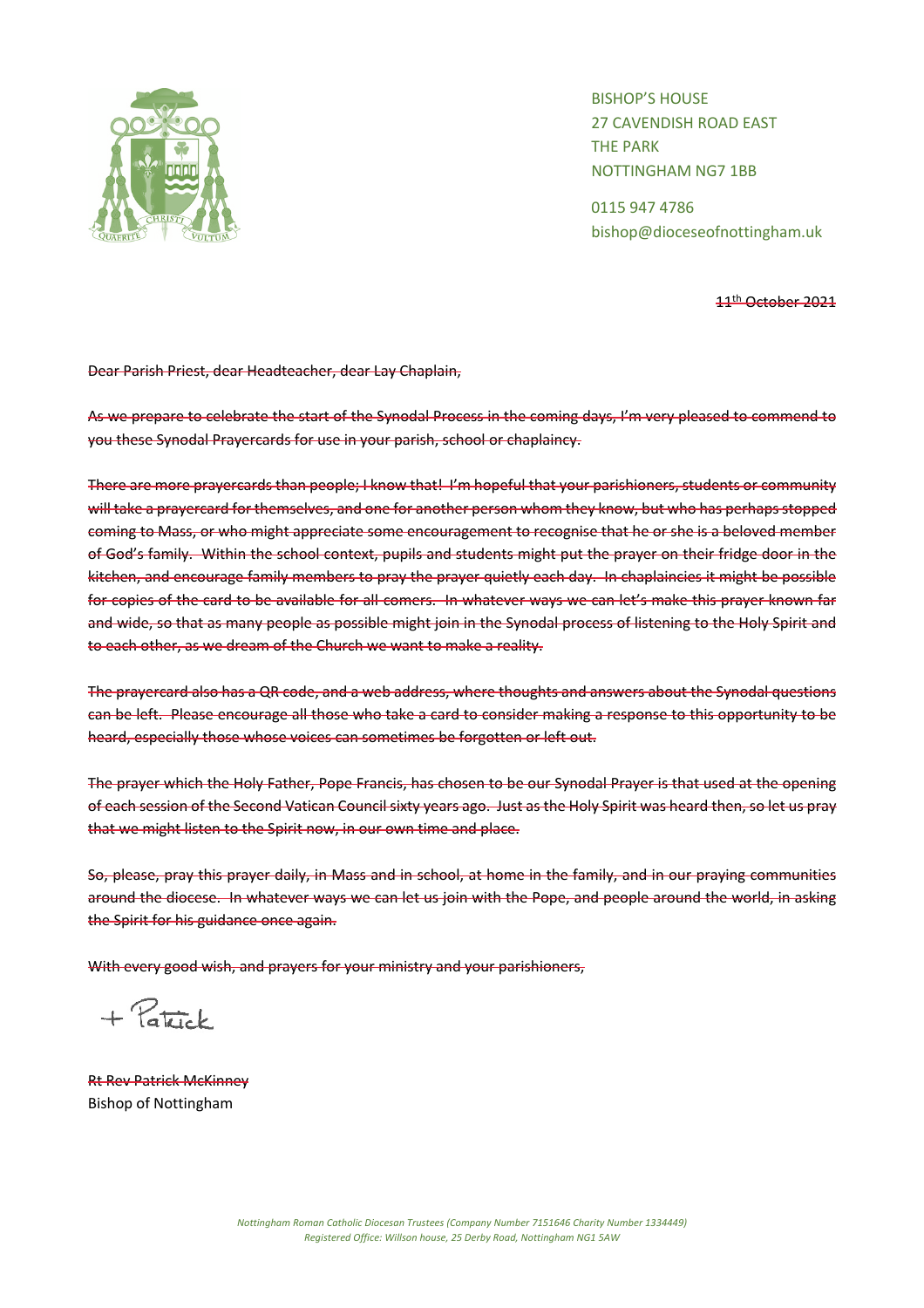BISHOP'S HOUSE
27 CAVENDISH ROAD EAST
THE PARK
NOTTINGHAM NG7 1BB

0115 947 4786
bishop@dioceseofnottingham.uk

~~11th October 2021~~

~~Dear Parish Priest, dear Headteacher, dear Lay Chaplain,~~

~~As we prepare to celebrate the start of the Synodal Process in the coming days, I'm very pleased to commend to you these Synodal Prayercards for use in your parish, school or chaplaincy.~~

~~There are more prayercards than people; I know that! I'm hopeful that your parishioners, students or community will take a prayercard for themselves, and one for another person whom they know, but who has perhaps stopped coming to Mass, or who might appreciate some encouragement to recognise that he or she is a beloved member of God's family. Within the school context, pupils and students might put the prayer on their fridge door in the kitchen, and encourage family members to pray the prayer quietly each day. In chaplaincies it might be possible for copies of the card to be available for all comers. In whatever ways we can let's make this prayer known far and wide, so that as many people as possible might join in the Synodal process of listening to the Holy Spirit and to each other, as we dream of the Church we want to make a reality.~~

~~The prayercard also has a QR code, and a web address, where thoughts and answers about the Synodal questions can be left. Please encourage all those who take a card to consider making a response to this opportunity to be heard, especially those whose voices can sometimes be forgotten or left out.~~

~~The prayer which the Holy Father, Pope Francis, has chosen to be our Synodal Prayer is that used at the opening of each session of the Second Vatican Council sixty years ago. Just as the Holy Spirit was heard then, so let us pray that we might listen to the Spirit now, in our own time and place.~~

~~So, please, pray this prayer daily, in Mass and in school, at home in the family, and in our praying communities around the diocese. In whatever ways we can let us join with the Pope, and people around the world, in asking the Spirit for his guidance once again.~~

~~With every good wish, and prayers for your ministry and your parishioners,~~

+ Patrick

~~Rt Rev Patrick McKinney~~
Bishop of Nottingham

*Nottingham Roman Catholic Diocesan Trustees (Company Number 7151646 Charity Number 1334449)*
*Registered Office: Willson house, 25 Derby Road, Nottingham NG1 5AW*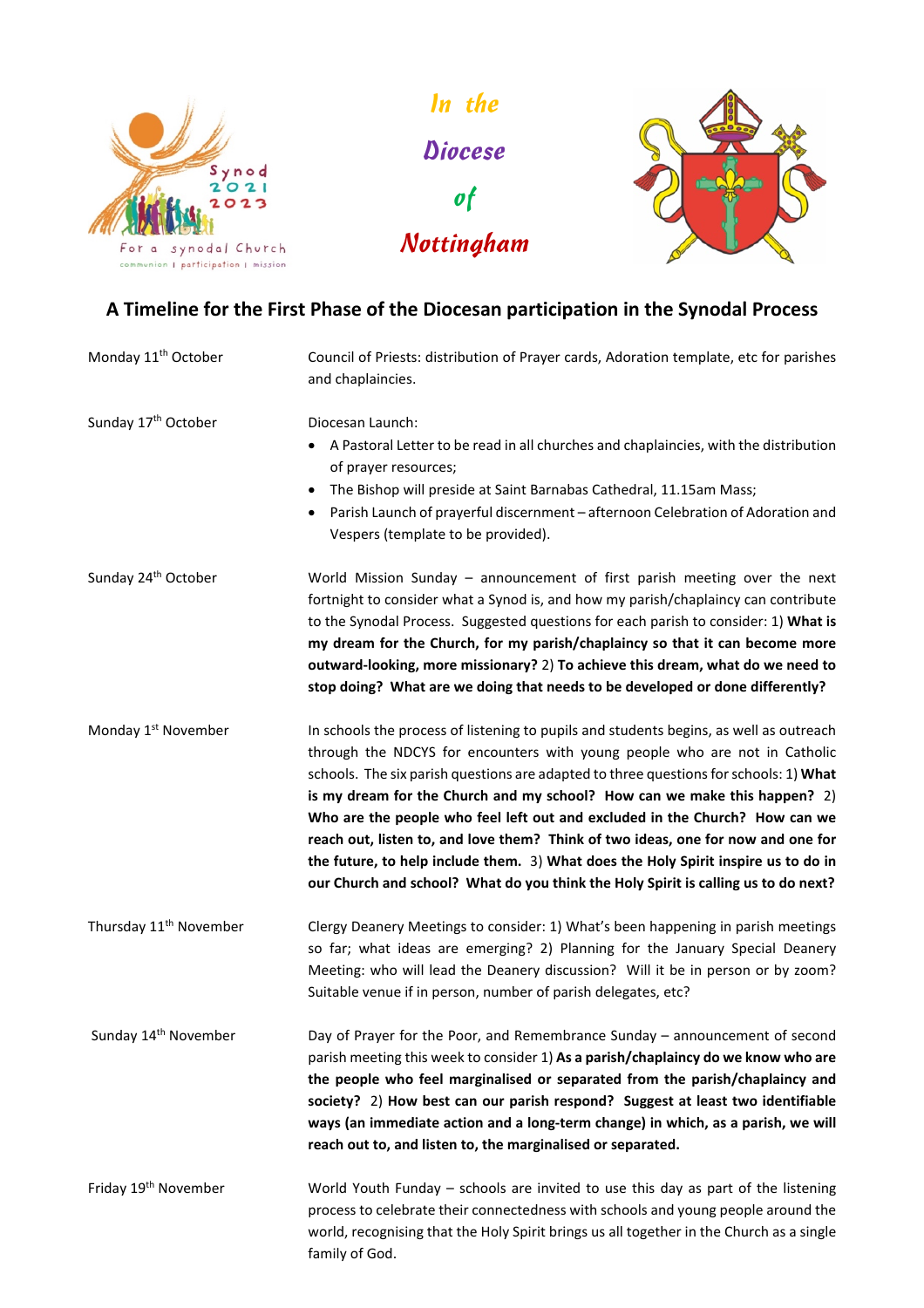In the

Diocese

of

Nottingham

## A Timeline for the First Phase of the Diocesan participation in the Synodal Process

| | |
|---|---|
| Monday 11th October | Council of Priests: distribution of Prayer cards, Adoration template, etc for parishes and chaplaincies. |
| Sunday 17th October | Diocesan Launch:<br>• A Pastoral Letter to be read in all churches and chaplaincies, with the distribution of prayer resources;<br>• The Bishop will preside at Saint Barnabas Cathedral, 11.15am Mass;<br>• Parish Launch of prayerful discernment – afternoon Celebration of Adoration and Vespers (template to be provided). |
| Sunday 24th October | World Mission Sunday – announcement of first parish meeting over the next fortnight to consider what a Synod is, and how my parish/chaplaincy can contribute to the Synodal Process. Suggested questions for each parish to consider: 1) **What is my dream for the Church, for my parish/chaplaincy so that it can become more outward-looking, more missionary?** 2) **To achieve this dream, what do we need to stop doing? What are we doing that needs to be developed or done differently?** |
| Monday 1st November | In schools the process of listening to pupils and students begins, as well as outreach through the NDCYS for encounters with young people who are not in Catholic schools. The six parish questions are adapted to three questions for schools: 1) **What is my dream for the Church and my school? How can we make this happen?** 2) **Who are the people who feel left out and excluded in the Church? How can we reach out, listen to, and love them? Think of two ideas, one for now and one for the future, to help include them.** 3) **What does the Holy Spirit inspire us to do in our Church and school? What do you think the Holy Spirit is calling us to do next?** |
| Thursday 11th November | Clergy Deanery Meetings to consider: 1) What's been happening in parish meetings so far; what ideas are emerging? 2) Planning for the January Special Deanery Meeting: who will lead the Deanery discussion? Will it be in person or by zoom? Suitable venue if in person, number of parish delegates, etc? |
| Sunday 14th November | Day of Prayer for the Poor, and Remembrance Sunday – announcement of second parish meeting this week to consider 1) **As a parish/chaplaincy do we know who are the people who feel marginalised or separated from the parish/chaplaincy and society?** 2) **How best can our parish respond? Suggest at least two identifiable ways (an immediate action and a long-term change) in which, as a parish, we will reach out to, and listen to, the marginalised or separated.** |
| Friday 19th November | World Youth Funday – schools are invited to use this day as part of the listening process to celebrate their connectedness with schools and young people around the world, recognising that the Holy Spirit brings us all together in the Church as a single family of God. |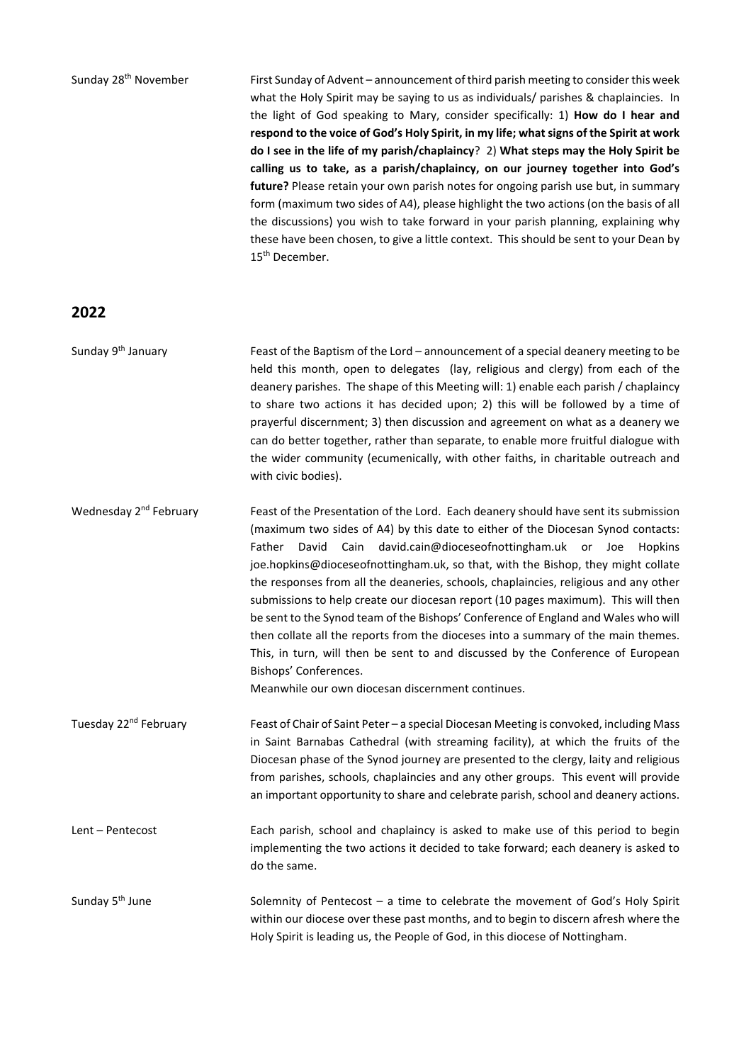| | |
|---|---|
| Sunday 28th November | First Sunday of Advent – announcement of third parish meeting to consider this week what the Holy Spirit may be saying to us as individuals/ parishes & chaplaincies. In the light of God speaking to Mary, consider specifically: 1) **How do I hear and respond to the voice of God's Holy Spirit, in my life; what signs of the Spirit at work do I see in the life of my parish/chaplaincy**? 2) **What steps may the Holy Spirit be calling us to take, as a parish/chaplaincy, on our journey together into God's future?** Please retain your own parish notes for ongoing parish use but, in summary form (maximum two sides of A4), please highlight the two actions (on the basis of all the discussions) you wish to take forward in your parish planning, explaining why these have been chosen, to give a little context. This should be sent to your Dean by 15th December. |

## 2022

| | |
|---|---|
| Sunday 9th January | Feast of the Baptism of the Lord – announcement of a special deanery meeting to be held this month, open to delegates (lay, religious and clergy) from each of the deanery parishes. The shape of this Meeting will: 1) enable each parish / chaplaincy to share two actions it has decided upon; 2) this will be followed by a time of prayerful discernment; 3) then discussion and agreement on what as a deanery we can do better together, rather than separate, to enable more fruitful dialogue with the wider community (ecumenically, with other faiths, in charitable outreach and with civic bodies). |
| Wednesday 2nd February | Feast of the Presentation of the Lord. Each deanery should have sent its submission (maximum two sides of A4) by this date to either of the Diocesan Synod contacts: Father David Cain david.cain@dioceseofnottingham.uk or Joe Hopkins joe.hopkins@dioceseofnottingham.uk, so that, with the Bishop, they might collate the responses from all the deaneries, schools, chaplaincies, religious and any other submissions to help create our diocesan report (10 pages maximum). This will then be sent to the Synod team of the Bishops' Conference of England and Wales who will then collate all the reports from the dioceses into a summary of the main themes. This, in turn, will then be sent to and discussed by the Conference of European Bishops' Conferences.<br>Meanwhile our own diocesan discernment continues. |
| Tuesday 22nd February | Feast of Chair of Saint Peter – a special Diocesan Meeting is convoked, including Mass in Saint Barnabas Cathedral (with streaming facility), at which the fruits of the Diocesan phase of the Synod journey are presented to the clergy, laity and religious from parishes, schools, chaplaincies and any other groups. This event will provide an important opportunity to share and celebrate parish, school and deanery actions. |
| Lent – Pentecost | Each parish, school and chaplaincy is asked to make use of this period to begin implementing the two actions it decided to take forward; each deanery is asked to do the same. |
| Sunday 5th June | Solemnity of Pentecost – a time to celebrate the movement of God's Holy Spirit within our diocese over these past months, and to begin to discern afresh where the Holy Spirit is leading us, the People of God, in this diocese of Nottingham. |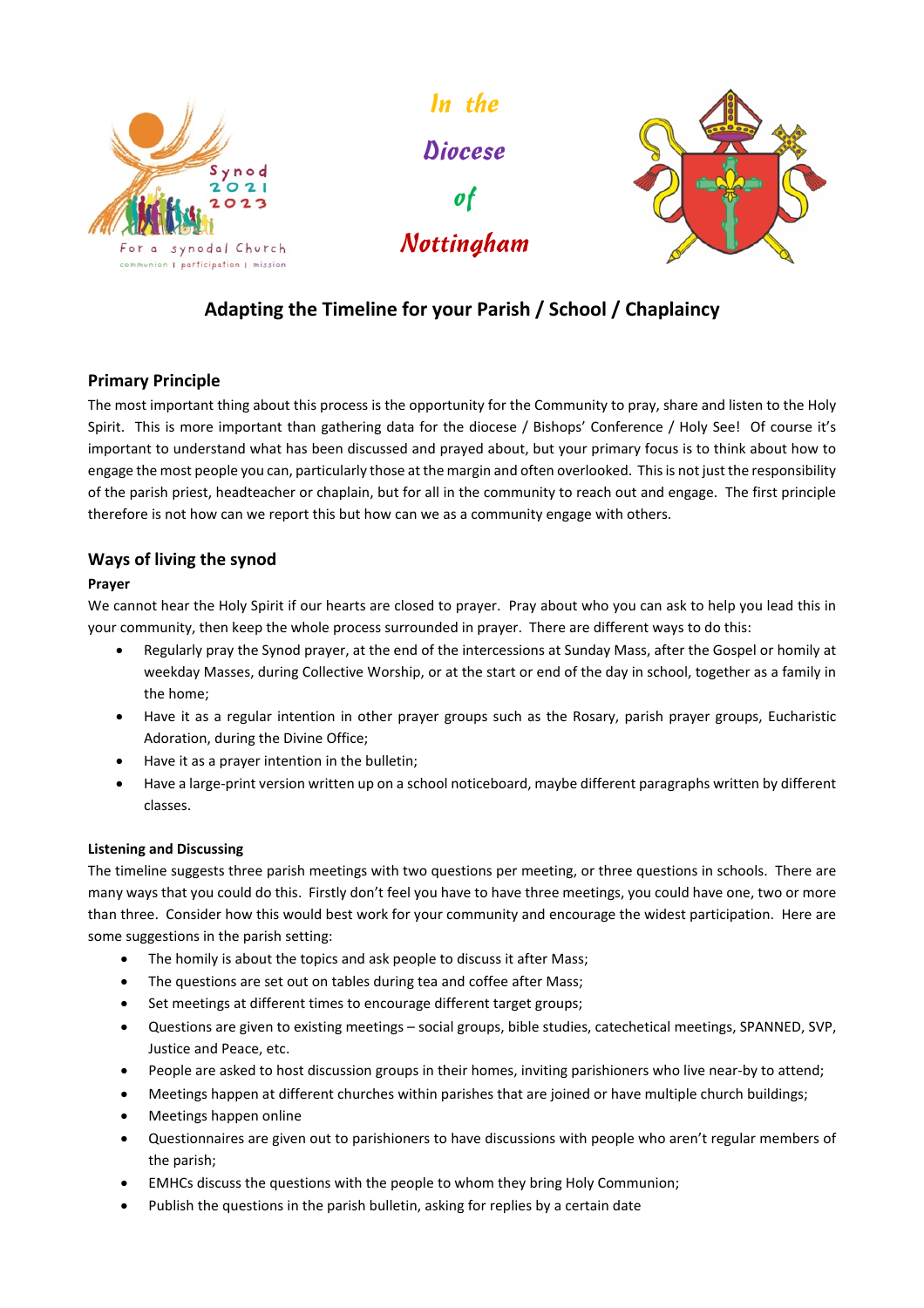In the

Diocese

of

Nottingham

## Adapting the Timeline for your Parish / School / Chaplaincy

### Primary Principle

The most important thing about this process is the opportunity for the Community to pray, share and listen to the Holy Spirit. This is more important than gathering data for the diocese / Bishops' Conference / Holy See! Of course it's important to understand what has been discussed and prayed about, but your primary focus is to think about how to engage the most people you can, particularly those at the margin and often overlooked. This is not just the responsibility of the parish priest, headteacher or chaplain, but for all in the community to reach out and engage. The first principle therefore is not how can we report this but how can we as a community engage with others.

### Ways of living the synod

**Prayer**

We cannot hear the Holy Spirit if our hearts are closed to prayer. Pray about who you can ask to help you lead this in your community, then keep the whole process surrounded in prayer. There are different ways to do this:

- Regularly pray the Synod prayer, at the end of the intercessions at Sunday Mass, after the Gospel or homily at weekday Masses, during Collective Worship, or at the start or end of the day in school, together as a family in the home;
- Have it as a regular intention in other prayer groups such as the Rosary, parish prayer groups, Eucharistic Adoration, during the Divine Office;
- Have it as a prayer intention in the bulletin;
- Have a large-print version written up on a school noticeboard, maybe different paragraphs written by different classes.

**Listening and Discussing**

The timeline suggests three parish meetings with two questions per meeting, or three questions in schools. There are many ways that you could do this. Firstly don't feel you have to have three meetings, you could have one, two or more than three. Consider how this would best work for your community and encourage the widest participation. Here are some suggestions in the parish setting:

- The homily is about the topics and ask people to discuss it after Mass;
- The questions are set out on tables during tea and coffee after Mass;
- Set meetings at different times to encourage different target groups;
- Questions are given to existing meetings – social groups, bible studies, catechetical meetings, SPANNED, SVP, Justice and Peace, etc.
- People are asked to host discussion groups in their homes, inviting parishioners who live near-by to attend;
- Meetings happen at different churches within parishes that are joined or have multiple church buildings;
- Meetings happen online
- Questionnaires are given out to parishioners to have discussions with people who aren't regular members of the parish;
- EMHCs discuss the questions with the people to whom they bring Holy Communion;
- Publish the questions in the parish bulletin, asking for replies by a certain date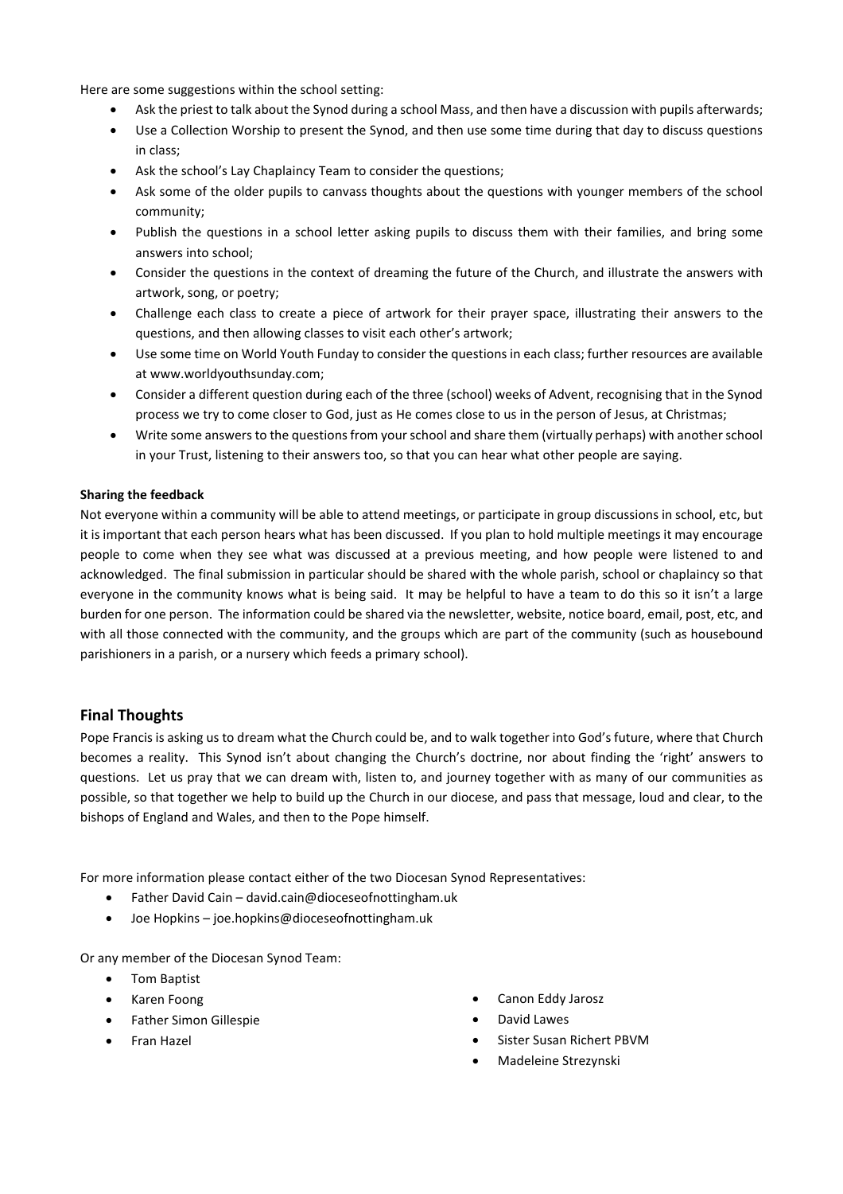Here are some suggestions within the school setting:

- Ask the priest to talk about the Synod during a school Mass, and then have a discussion with pupils afterwards;
- Use a Collection Worship to present the Synod, and then use some time during that day to discuss questions in class;
- Ask the school's Lay Chaplaincy Team to consider the questions;
- Ask some of the older pupils to canvass thoughts about the questions with younger members of the school community;
- Publish the questions in a school letter asking pupils to discuss them with their families, and bring some answers into school;
- Consider the questions in the context of dreaming the future of the Church, and illustrate the answers with artwork, song, or poetry;
- Challenge each class to create a piece of artwork for their prayer space, illustrating their answers to the questions, and then allowing classes to visit each other's artwork;
- Use some time on World Youth Funday to consider the questions in each class; further resources are available at www.worldyouthsunday.com;
- Consider a different question during each of the three (school) weeks of Advent, recognising that in the Synod process we try to come closer to God, just as He comes close to us in the person of Jesus, at Christmas;
- Write some answers to the questions from your school and share them (virtually perhaps) with another school in your Trust, listening to their answers too, so that you can hear what other people are saying.

**Sharing the feedback**

Not everyone within a community will be able to attend meetings, or participate in group discussions in school, etc, but it is important that each person hears what has been discussed. If you plan to hold multiple meetings it may encourage people to come when they see what was discussed at a previous meeting, and how people were listened to and acknowledged. The final submission in particular should be shared with the whole parish, school or chaplaincy so that everyone in the community knows what is being said. It may be helpful to have a team to do this so it isn't a large burden for one person. The information could be shared via the newsletter, website, notice board, email, post, etc, and with all those connected with the community, and the groups which are part of the community (such as housebound parishioners in a parish, or a nursery which feeds a primary school).

## Final Thoughts

Pope Francis is asking us to dream what the Church could be, and to walk together into God's future, where that Church becomes a reality. This Synod isn't about changing the Church's doctrine, nor about finding the 'right' answers to questions. Let us pray that we can dream with, listen to, and journey together with as many of our communities as possible, so that together we help to build up the Church in our diocese, and pass that message, loud and clear, to the bishops of England and Wales, and then to the Pope himself.

For more information please contact either of the two Diocesan Synod Representatives:

- Father David Cain – david.cain@dioceseofnottingham.uk
- Joe Hopkins – joe.hopkins@dioceseofnottingham.uk

Or any member of the Diocesan Synod Team:

- Tom Baptist
- Karen Foong
- Father Simon Gillespie
- Fran Hazel
- Canon Eddy Jarosz
- David Lawes
- Sister Susan Richert PBVM
- Madeleine Strezynski